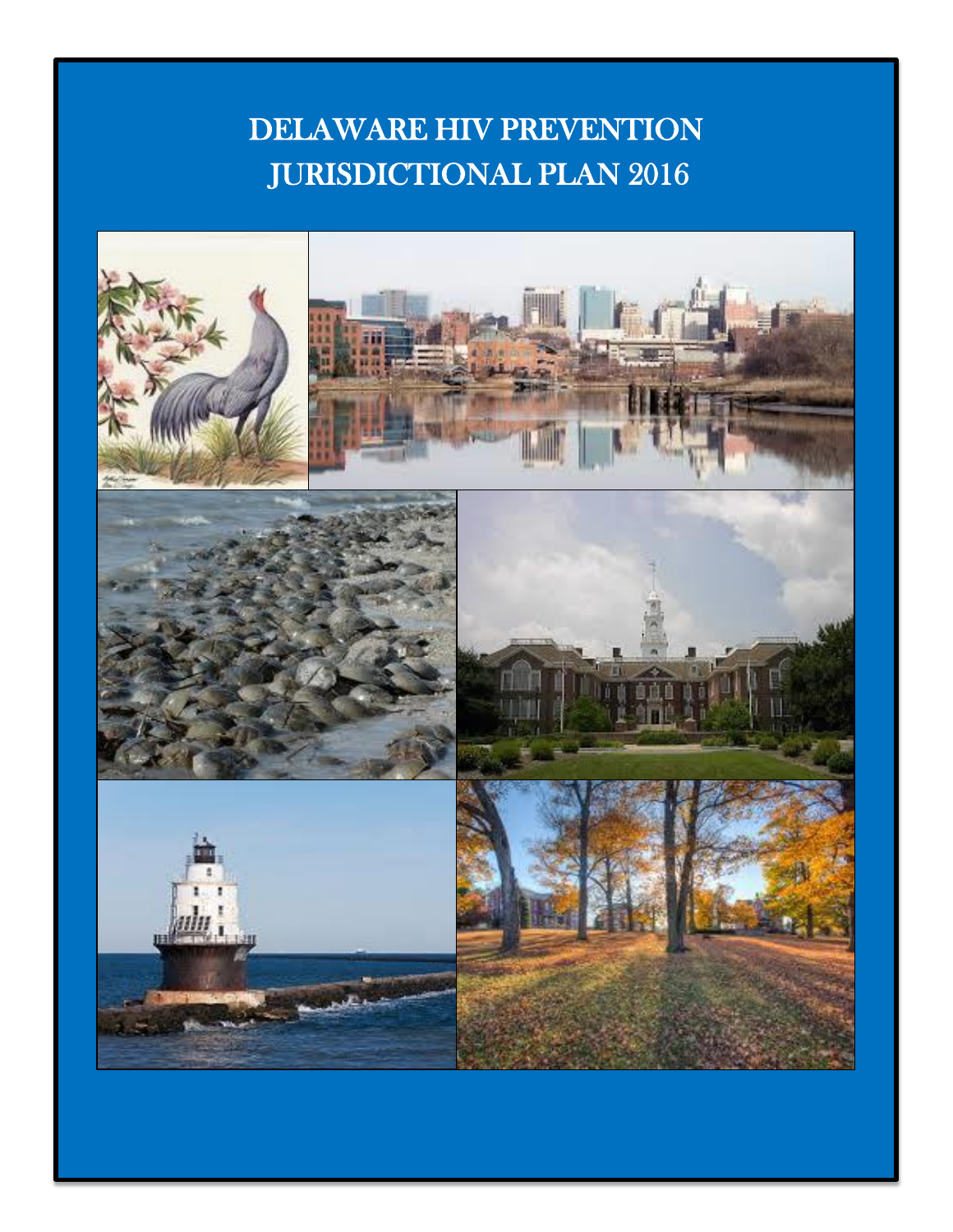# DELAWARE HIV PREVENTION JURISDICTIONAL PLAN 2016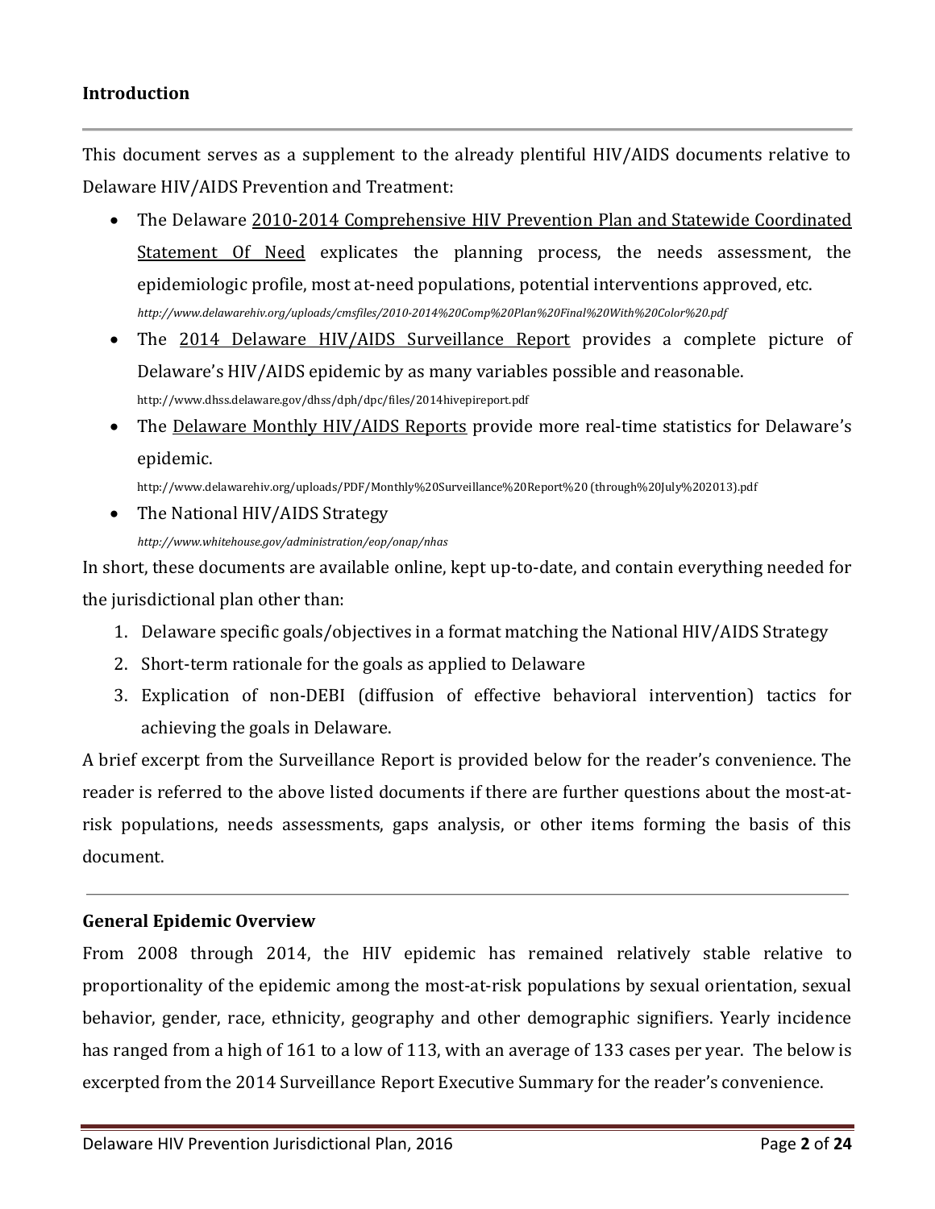## Introduction

---

This document serves as a supplement to the already plentiful HIV/AIDS documents relative to Delaware HIV/AIDS Prevention and Treatment:

- The Delaware 2010-2014 Comprehensive HIV Prevention Plan and Statewide Coordinated Statement Of Need explicates the planning process, the needs assessment, the epidemiologic profile, most at-need populations, potential interventions approved, etc.
  *http://www.delawarehiv.org/uploads/cmsfiles/2010-2014%20Comp%20Plan%20Final%20With%20Color%20.pdf*
- The 2014 Delaware HIV/AIDS Surveillance Report provides a complete picture of Delaware's HIV/AIDS epidemic by as many variables possible and reasonable.
  http://www.dhss.delaware.gov/dhss/dph/dpc/files/2014hivepireport.pdf
- The Delaware Monthly HIV/AIDS Reports provide more real-time statistics for Delaware's epidemic.
  http://www.delawarehiv.org/uploads/PDF/Monthly%20Surveillance%20Report%20 (through%20July%202013).pdf
- The National HIV/AIDS Strategy
  *http://www.whitehouse.gov/administration/eop/onap/nhas*

In short, these documents are available online, kept up-to-date, and contain everything needed for the jurisdictional plan other than:

1. Delaware specific goals/objectives in a format matching the National HIV/AIDS Strategy
2. Short-term rationale for the goals as applied to Delaware
3. Explication of non-DEBI (diffusion of effective behavioral intervention) tactics for achieving the goals in Delaware.

A brief excerpt from the Surveillance Report is provided below for the reader's convenience. The reader is referred to the above listed documents if there are further questions about the most-at-risk populations, needs assessments, gaps analysis, or other items forming the basis of this document.

---

## General Epidemic Overview

From 2008 through 2014, the HIV epidemic has remained relatively stable relative to proportionality of the epidemic among the most-at-risk populations by sexual orientation, sexual behavior, gender, race, ethnicity, geography and other demographic signifiers. Yearly incidence has ranged from a high of 161 to a low of 113, with an average of 133 cases per year. The below is excerpted from the 2014 Surveillance Report Executive Summary for the reader's convenience.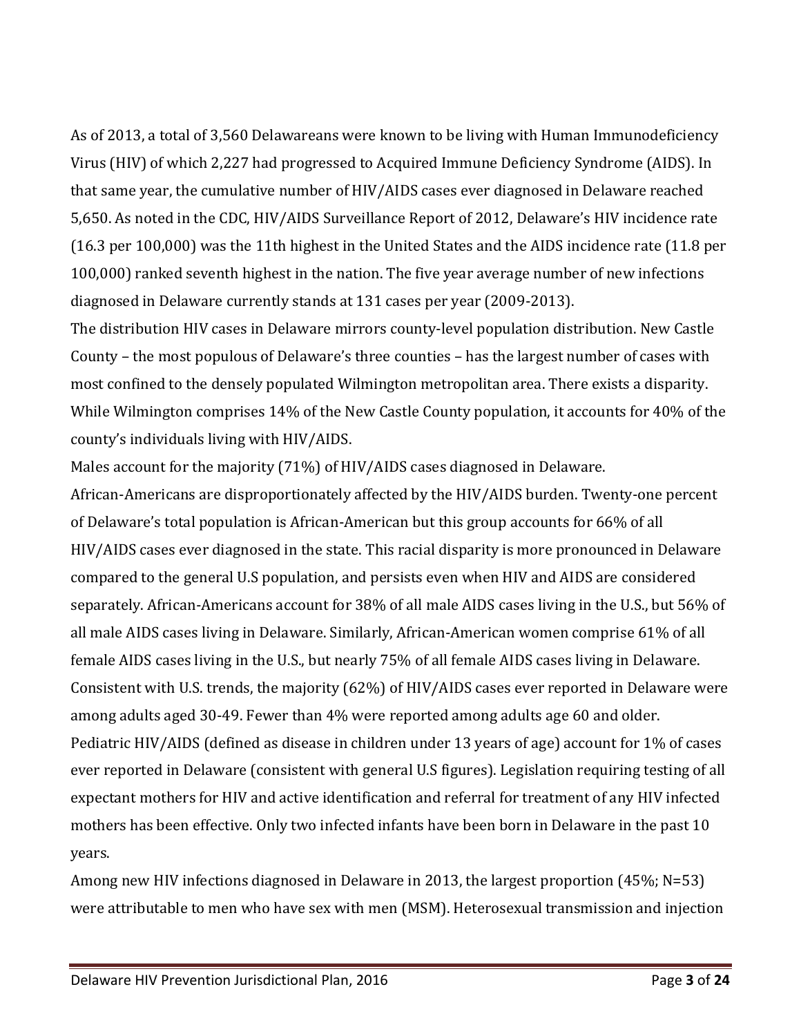As of 2013, a total of 3,560 Delawareans were known to be living with Human Immunodeficiency Virus (HIV) of which 2,227 had progressed to Acquired Immune Deficiency Syndrome (AIDS). In that same year, the cumulative number of HIV/AIDS cases ever diagnosed in Delaware reached 5,650. As noted in the CDC, HIV/AIDS Surveillance Report of 2012, Delaware's HIV incidence rate (16.3 per 100,000) was the 11th highest in the United States and the AIDS incidence rate (11.8 per 100,000) ranked seventh highest in the nation. The five year average number of new infections diagnosed in Delaware currently stands at 131 cases per year (2009-2013).

The distribution HIV cases in Delaware mirrors county-level population distribution. New Castle County – the most populous of Delaware's three counties – has the largest number of cases with most confined to the densely populated Wilmington metropolitan area. There exists a disparity. While Wilmington comprises 14% of the New Castle County population, it accounts for 40% of the county's individuals living with HIV/AIDS.

Males account for the majority (71%) of HIV/AIDS cases diagnosed in Delaware.

African-Americans are disproportionately affected by the HIV/AIDS burden. Twenty-one percent of Delaware's total population is African-American but this group accounts for 66% of all HIV/AIDS cases ever diagnosed in the state. This racial disparity is more pronounced in Delaware compared to the general U.S population, and persists even when HIV and AIDS are considered separately. African-Americans account for 38% of all male AIDS cases living in the U.S., but 56% of all male AIDS cases living in Delaware. Similarly, African-American women comprise 61% of all female AIDS cases living in the U.S., but nearly 75% of all female AIDS cases living in Delaware.

Consistent with U.S. trends, the majority (62%) of HIV/AIDS cases ever reported in Delaware were among adults aged 30-49. Fewer than 4% were reported among adults age 60 and older.

Pediatric HIV/AIDS (defined as disease in children under 13 years of age) account for 1% of cases ever reported in Delaware (consistent with general U.S figures). Legislation requiring testing of all expectant mothers for HIV and active identification and referral for treatment of any HIV infected mothers has been effective. Only two infected infants have been born in Delaware in the past 10 years.

Among new HIV infections diagnosed in Delaware in 2013, the largest proportion (45%; N=53) were attributable to men who have sex with men (MSM). Heterosexual transmission and injection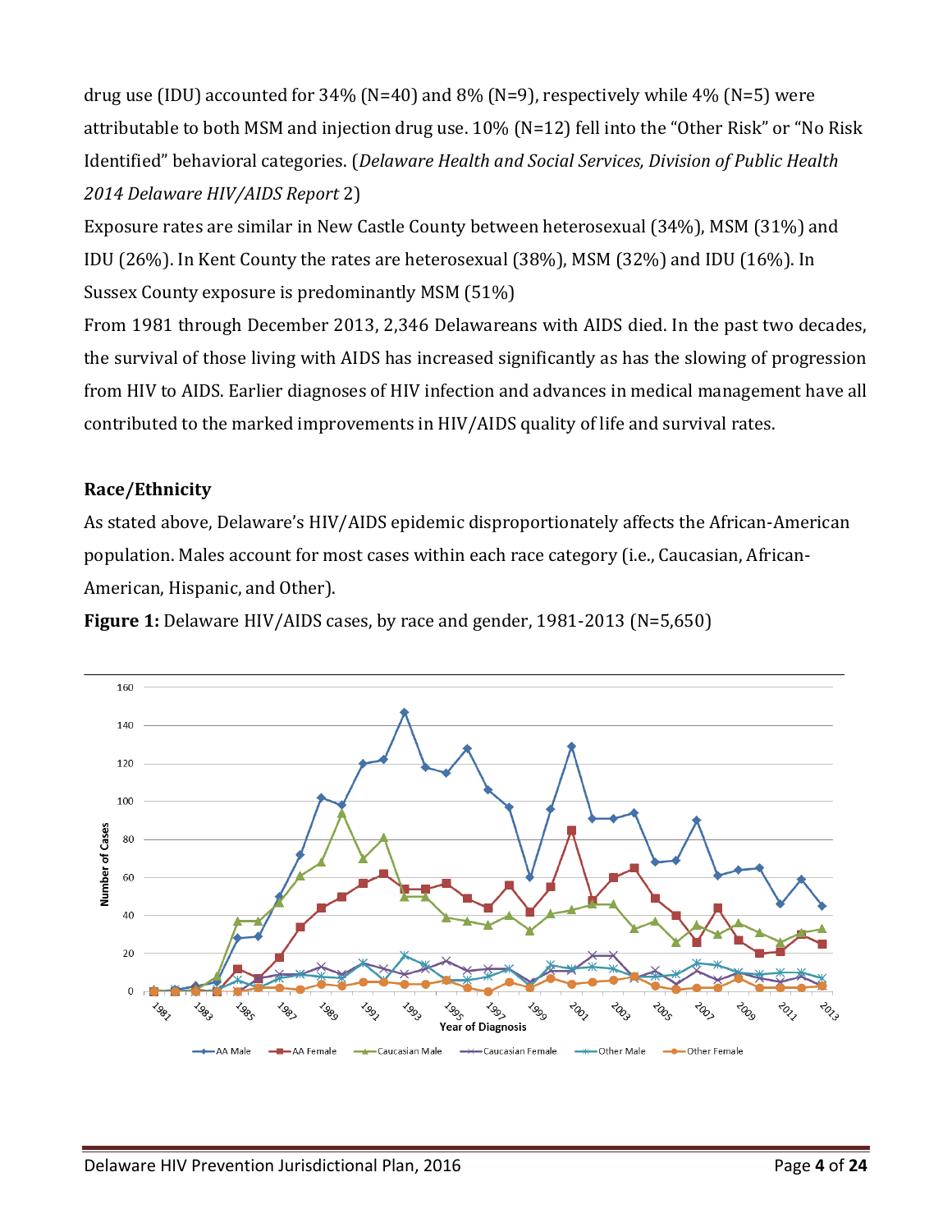drug use (IDU) accounted for 34% (N=40) and 8% (N=9), respectively while 4% (N=5) were attributable to both MSM and injection drug use. 10% (N=12) fell into the "Other Risk" or "No Risk Identified" behavioral categories. (*Delaware Health and Social Services, Division of Public Health 2014 Delaware HIV/AIDS Report* 2)

Exposure rates are similar in New Castle County between heterosexual (34%), MSM (31%) and IDU (26%). In Kent County the rates are heterosexual (38%), MSM (32%) and IDU (16%). In Sussex County exposure is predominantly MSM (51%)

From 1981 through December 2013, 2,346 Delawareans with AIDS died. In the past two decades, the survival of those living with AIDS has increased significantly as has the slowing of progression from HIV to AIDS. Earlier diagnoses of HIV infection and advances in medical management have all contributed to the marked improvements in HIV/AIDS quality of life and survival rates.

## Race/Ethnicity

As stated above, Delaware's HIV/AIDS epidemic disproportionately affects the African-American population. Males account for most cases within each race category (i.e., Caucasian, African-American, Hispanic, and Other).

**Figure 1:** Delaware HIV/AIDS cases, by race and gender, 1981-2013 (N=5,650)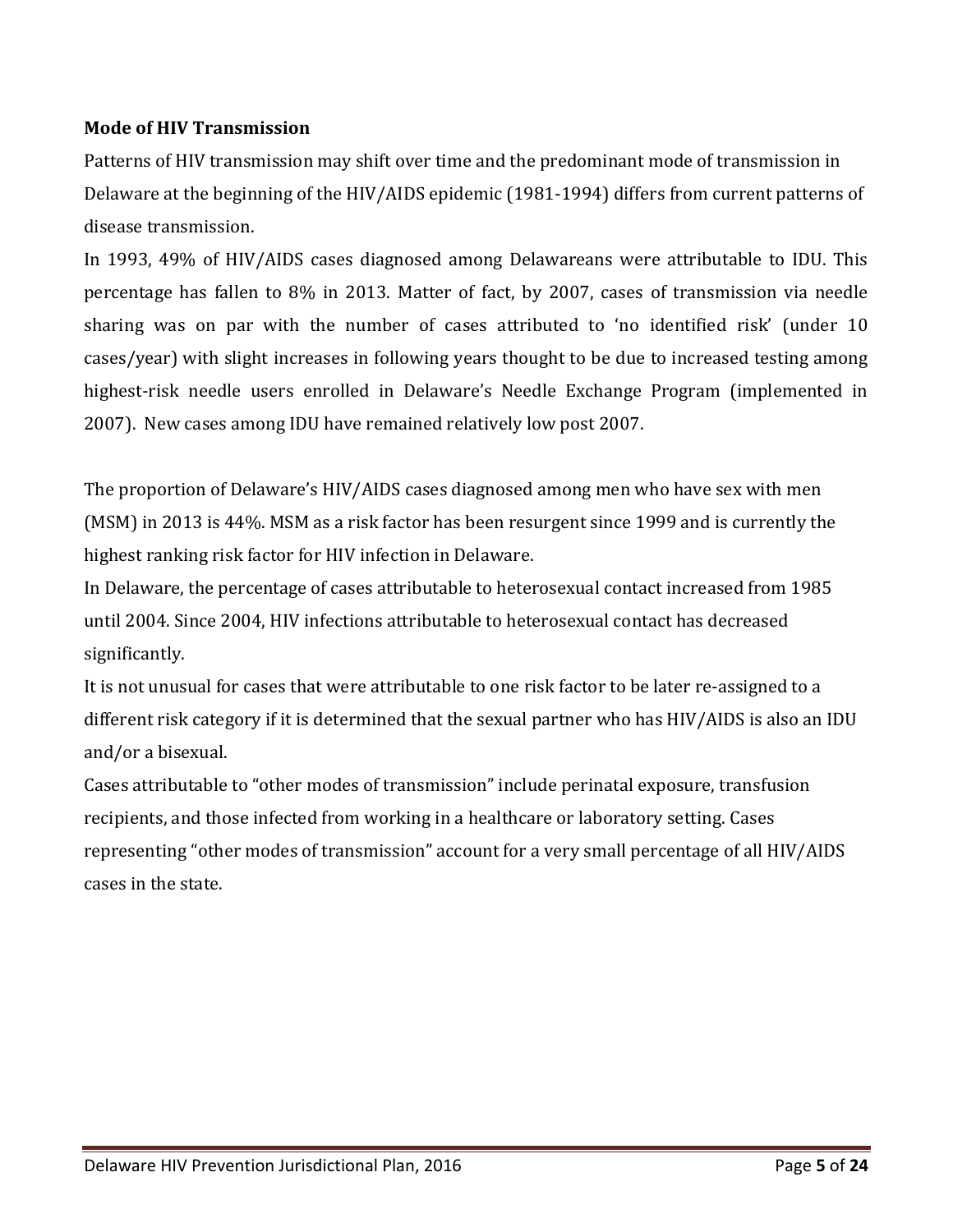**Mode of HIV Transmission**

Patterns of HIV transmission may shift over time and the predominant mode of transmission in Delaware at the beginning of the HIV/AIDS epidemic (1981-1994) differs from current patterns of disease transmission.

In 1993, 49% of HIV/AIDS cases diagnosed among Delawareans were attributable to IDU. This percentage has fallen to 8% in 2013. Matter of fact, by 2007, cases of transmission via needle sharing was on par with the number of cases attributed to 'no identified risk' (under 10 cases/year) with slight increases in following years thought to be due to increased testing among highest-risk needle users enrolled in Delaware's Needle Exchange Program (implemented in 2007). New cases among IDU have remained relatively low post 2007.

The proportion of Delaware's HIV/AIDS cases diagnosed among men who have sex with men (MSM) in 2013 is 44%. MSM as a risk factor has been resurgent since 1999 and is currently the highest ranking risk factor for HIV infection in Delaware.

In Delaware, the percentage of cases attributable to heterosexual contact increased from 1985 until 2004. Since 2004, HIV infections attributable to heterosexual contact has decreased significantly.

It is not unusual for cases that were attributable to one risk factor to be later re-assigned to a different risk category if it is determined that the sexual partner who has HIV/AIDS is also an IDU and/or a bisexual.

Cases attributable to "other modes of transmission" include perinatal exposure, transfusion recipients, and those infected from working in a healthcare or laboratory setting. Cases representing "other modes of transmission" account for a very small percentage of all HIV/AIDS cases in the state.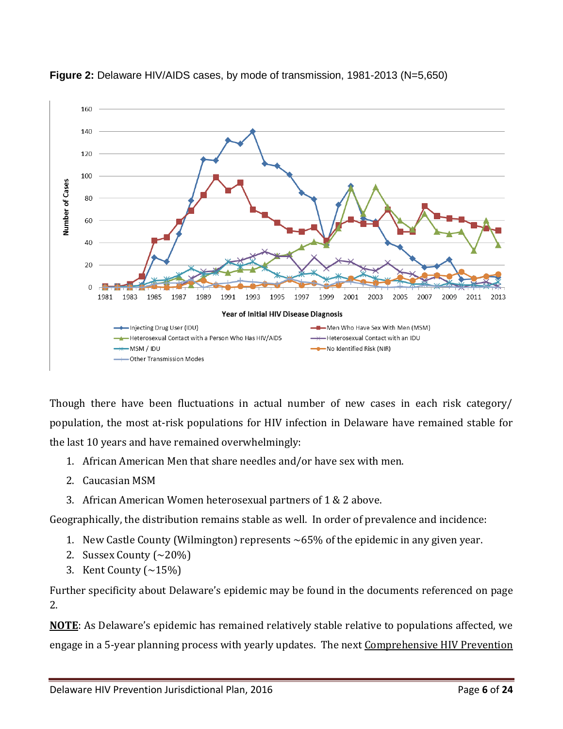**Figure 2:** Delaware HIV/AIDS cases, by mode of transmission, 1981-2013 (N=5,650)

Though there have been fluctuations in actual number of new cases in each risk category/ population, the most at-risk populations for HIV infection in Delaware have remained stable for the last 10 years and have remained overwhelmingly:

1. African American Men that share needles and/or have sex with men.
2. Caucasian MSM
3. African American Women heterosexual partners of 1 & 2 above.

Geographically, the distribution remains stable as well. In order of prevalence and incidence:

1. New Castle County (Wilmington) represents ~65% of the epidemic in any given year.
2. Sussex County (~20%)
3. Kent County (~15%)

Further specificity about Delaware's epidemic may be found in the documents referenced on page 2.

**NOTE**: As Delaware's epidemic has remained relatively stable relative to populations affected, we engage in a 5-year planning process with yearly updates. The next Comprehensive HIV Prevention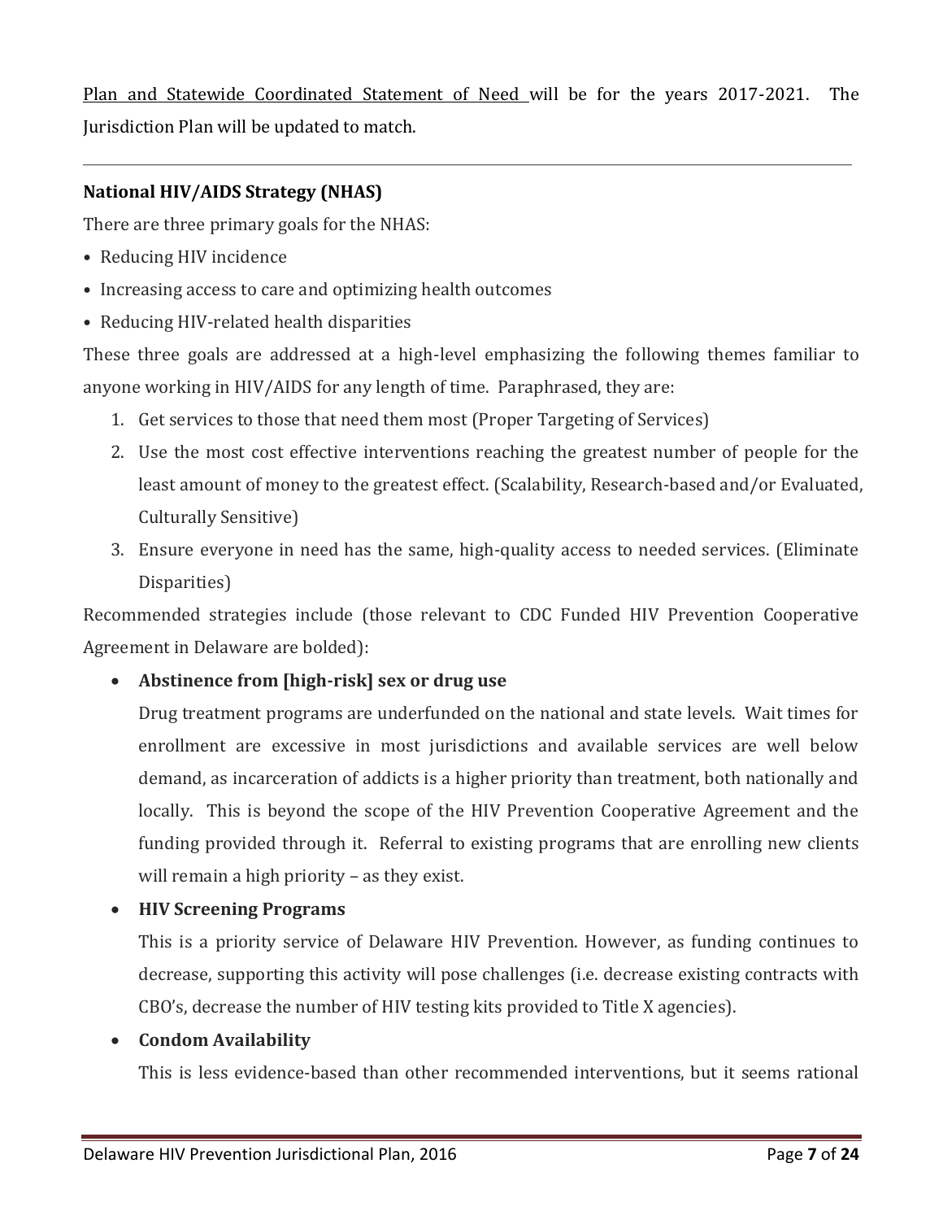Plan and Statewide Coordinated Statement of Need will be for the years 2017-2021. The Jurisdiction Plan will be updated to match.

---

### National HIV/AIDS Strategy (NHAS)

There are three primary goals for the NHAS:

- Reducing HIV incidence
- Increasing access to care and optimizing health outcomes
- Reducing HIV-related health disparities

These three goals are addressed at a high-level emphasizing the following themes familiar to anyone working in HIV/AIDS for any length of time. Paraphrased, they are:

1. Get services to those that need them most (Proper Targeting of Services)
2. Use the most cost effective interventions reaching the greatest number of people for the least amount of money to the greatest effect. (Scalability, Research-based and/or Evaluated, Culturally Sensitive)
3. Ensure everyone in need has the same, high-quality access to needed services. (Eliminate Disparities)

Recommended strategies include (those relevant to CDC Funded HIV Prevention Cooperative Agreement in Delaware are bolded):

- **Abstinence from [high-risk] sex or drug use**

  Drug treatment programs are underfunded on the national and state levels. Wait times for enrollment are excessive in most jurisdictions and available services are well below demand, as incarceration of addicts is a higher priority than treatment, both nationally and locally. This is beyond the scope of the HIV Prevention Cooperative Agreement and the funding provided through it. Referral to existing programs that are enrolling new clients will remain a high priority – as they exist.

- **HIV Screening Programs**

  This is a priority service of Delaware HIV Prevention. However, as funding continues to decrease, supporting this activity will pose challenges (i.e. decrease existing contracts with CBO's, decrease the number of HIV testing kits provided to Title X agencies).

- **Condom Availability**

  This is less evidence-based than other recommended interventions, but it seems rational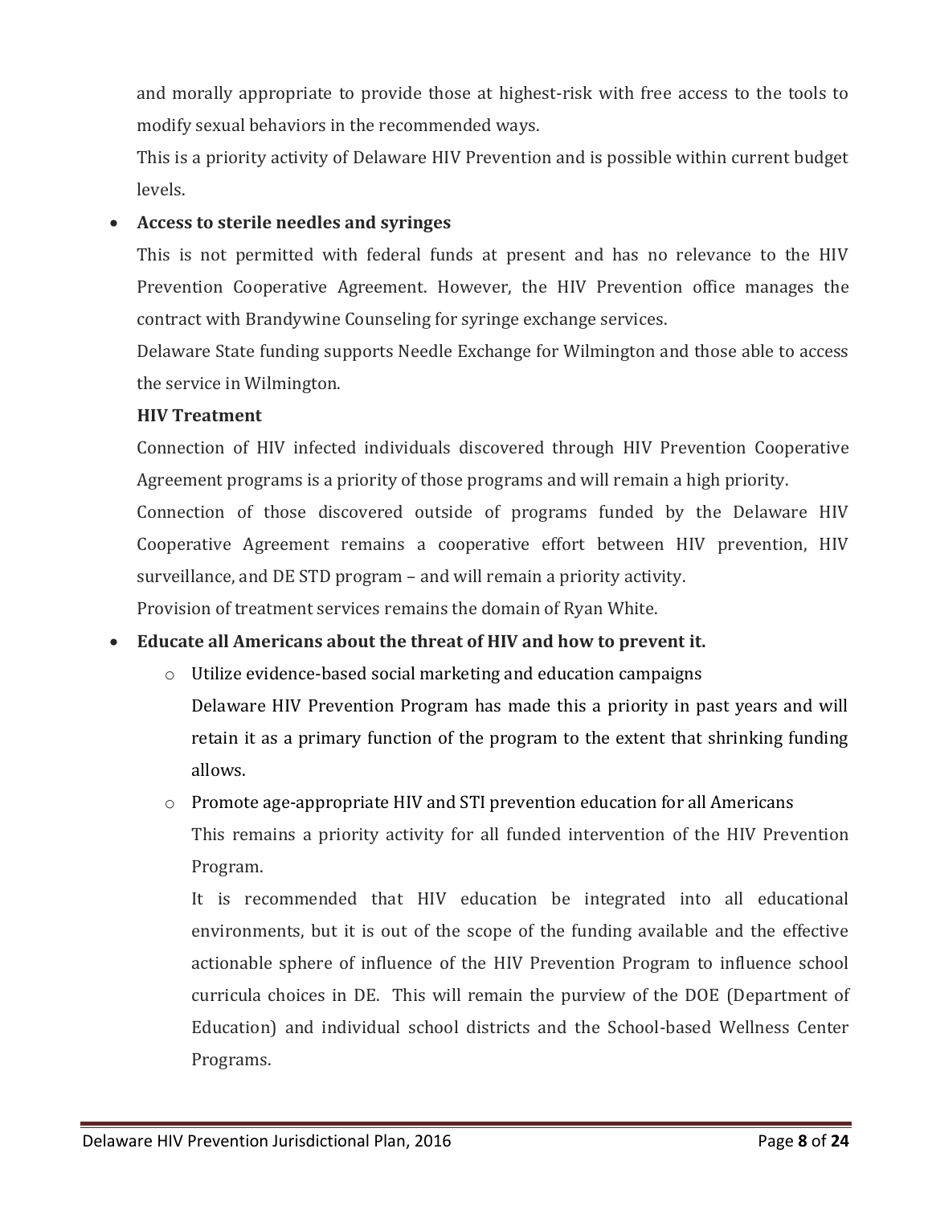and morally appropriate to provide those at highest-risk with free access to the tools to modify sexual behaviors in the recommended ways.

This is a priority activity of Delaware HIV Prevention and is possible within current budget levels.

- **Access to sterile needles and syringes**

  This is not permitted with federal funds at present and has no relevance to the HIV Prevention Cooperative Agreement. However, the HIV Prevention office manages the contract with Brandywine Counseling for syringe exchange services.

  Delaware State funding supports Needle Exchange for Wilmington and those able to access the service in Wilmington.

  **HIV Treatment**

  Connection of HIV infected individuals discovered through HIV Prevention Cooperative Agreement programs is a priority of those programs and will remain a high priority.

  Connection of those discovered outside of programs funded by the Delaware HIV Cooperative Agreement remains a cooperative effort between HIV prevention, HIV surveillance, and DE STD program – and will remain a priority activity.

  Provision of treatment services remains the domain of Ryan White.

- **Educate all Americans about the threat of HIV and how to prevent it.**
  - Utilize evidence-based social marketing and education campaigns

    Delaware HIV Prevention Program has made this a priority in past years and will retain it as a primary function of the program to the extent that shrinking funding allows.
  - Promote age-appropriate HIV and STI prevention education for all Americans

    This remains a priority activity for all funded intervention of the HIV Prevention Program.

    It is recommended that HIV education be integrated into all educational environments, but it is out of the scope of the funding available and the effective actionable sphere of influence of the HIV Prevention Program to influence school curricula choices in DE. This will remain the purview of the DOE (Department of Education) and individual school districts and the School-based Wellness Center Programs.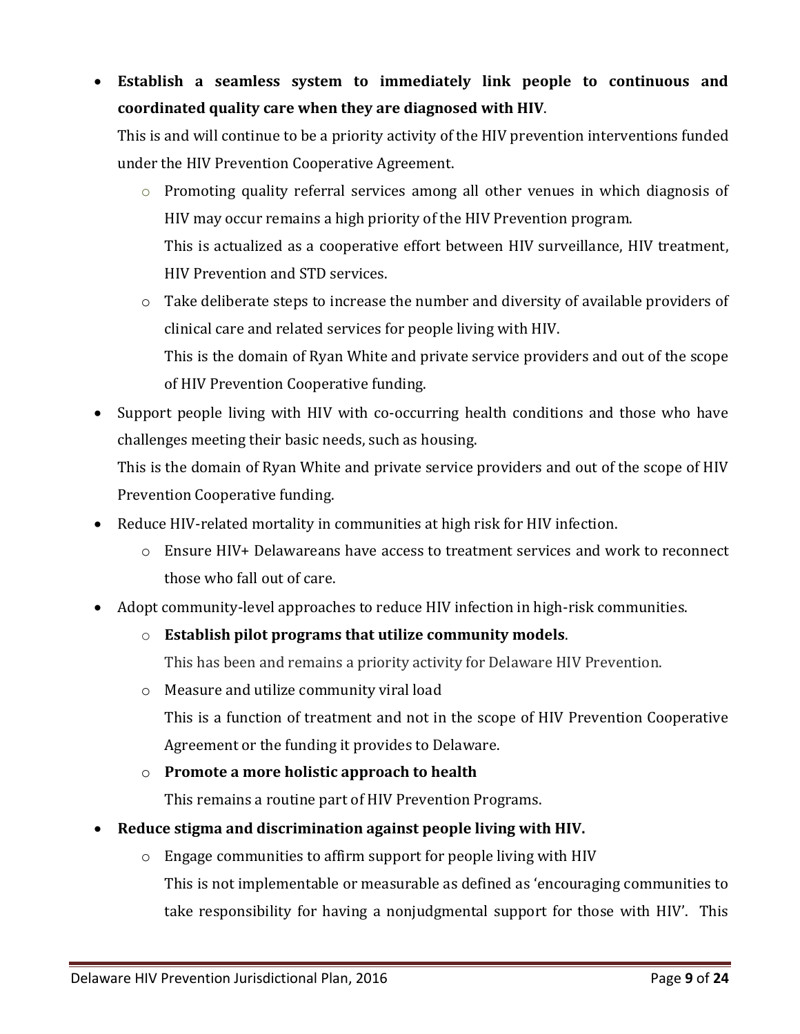- **Establish a seamless system to immediately link people to continuous and coordinated quality care when they are diagnosed with HIV**.

  This is and will continue to be a priority activity of the HIV prevention interventions funded under the HIV Prevention Cooperative Agreement.

  - Promoting quality referral services among all other venues in which diagnosis of HIV may occur remains a high priority of the HIV Prevention program.

    This is actualized as a cooperative effort between HIV surveillance, HIV treatment, HIV Prevention and STD services.

  - Take deliberate steps to increase the number and diversity of available providers of clinical care and related services for people living with HIV.

    This is the domain of Ryan White and private service providers and out of the scope of HIV Prevention Cooperative funding.

- Support people living with HIV with co-occurring health conditions and those who have challenges meeting their basic needs, such as housing.

  This is the domain of Ryan White and private service providers and out of the scope of HIV Prevention Cooperative funding.

- Reduce HIV-related mortality in communities at high risk for HIV infection.
  - Ensure HIV+ Delawareans have access to treatment services and work to reconnect those who fall out of care.

- Adopt community-level approaches to reduce HIV infection in high-risk communities.
  - **Establish pilot programs that utilize community models**.

    This has been and remains a priority activity for Delaware HIV Prevention.

  - Measure and utilize community viral load

    This is a function of treatment and not in the scope of HIV Prevention Cooperative Agreement or the funding it provides to Delaware.

  - **Promote a more holistic approach to health**

    This remains a routine part of HIV Prevention Programs.

- **Reduce stigma and discrimination against people living with HIV.**
  - Engage communities to affirm support for people living with HIV

    This is not implementable or measurable as defined as 'encouraging communities to take responsibility for having a nonjudgmental support for those with HIV'. This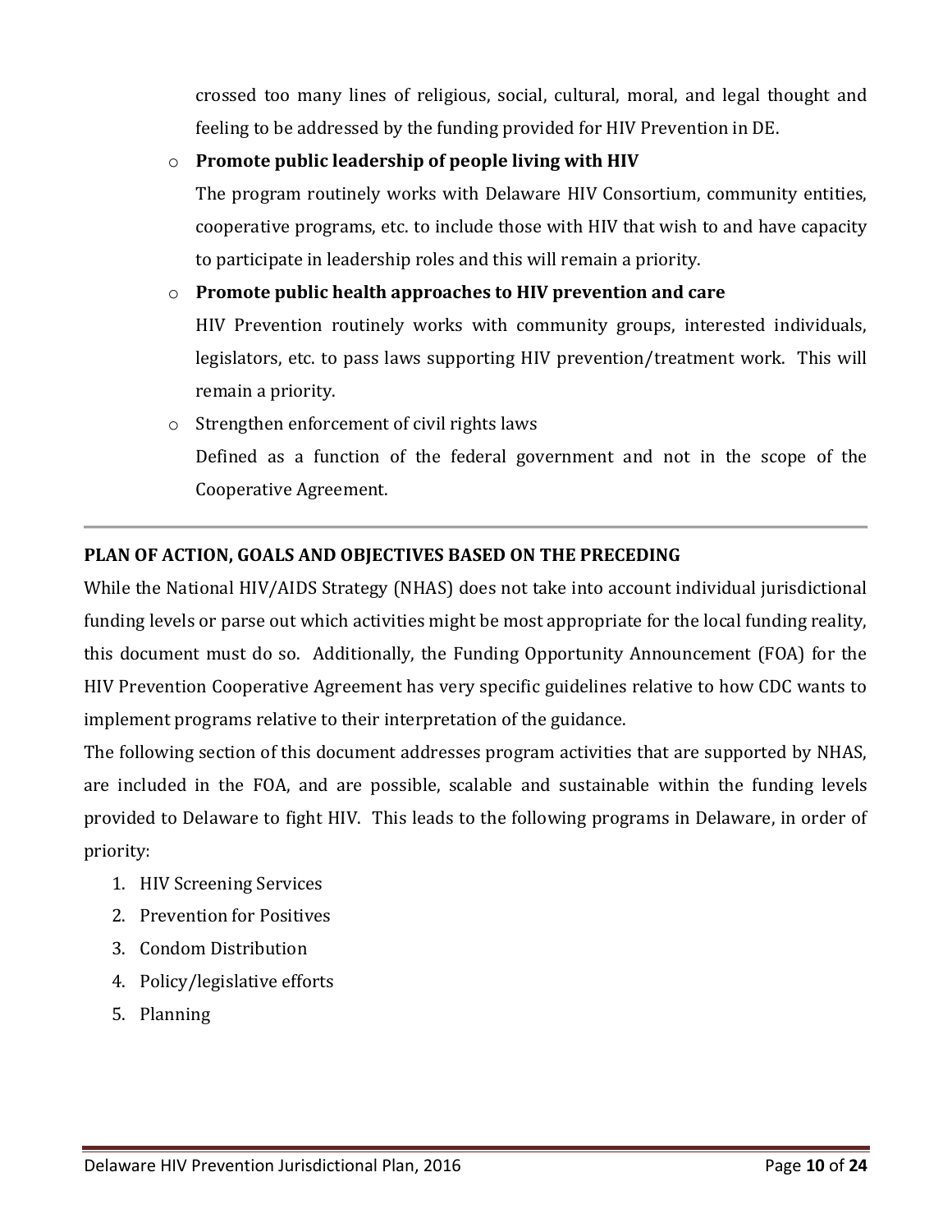crossed too many lines of religious, social, cultural, moral, and legal thought and feeling to be addressed by the funding provided for HIV Prevention in DE.

- **Promote public leadership of people living with HIV**

  The program routinely works with Delaware HIV Consortium, community entities, cooperative programs, etc. to include those with HIV that wish to and have capacity to participate in leadership roles and this will remain a priority.

- **Promote public health approaches to HIV prevention and care**

  HIV Prevention routinely works with community groups, interested individuals, legislators, etc. to pass laws supporting HIV prevention/treatment work. This will remain a priority.

- Strengthen enforcement of civil rights laws

  Defined as a function of the federal government and not in the scope of the Cooperative Agreement.

---

## PLAN OF ACTION, GOALS AND OBJECTIVES BASED ON THE PRECEDING

While the National HIV/AIDS Strategy (NHAS) does not take into account individual jurisdictional funding levels or parse out which activities might be most appropriate for the local funding reality, this document must do so. Additionally, the Funding Opportunity Announcement (FOA) for the HIV Prevention Cooperative Agreement has very specific guidelines relative to how CDC wants to implement programs relative to their interpretation of the guidance.

The following section of this document addresses program activities that are supported by NHAS, are included in the FOA, and are possible, scalable and sustainable within the funding levels provided to Delaware to fight HIV. This leads to the following programs in Delaware, in order of priority:

1. HIV Screening Services
2. Prevention for Positives
3. Condom Distribution
4. Policy/legislative efforts
5. Planning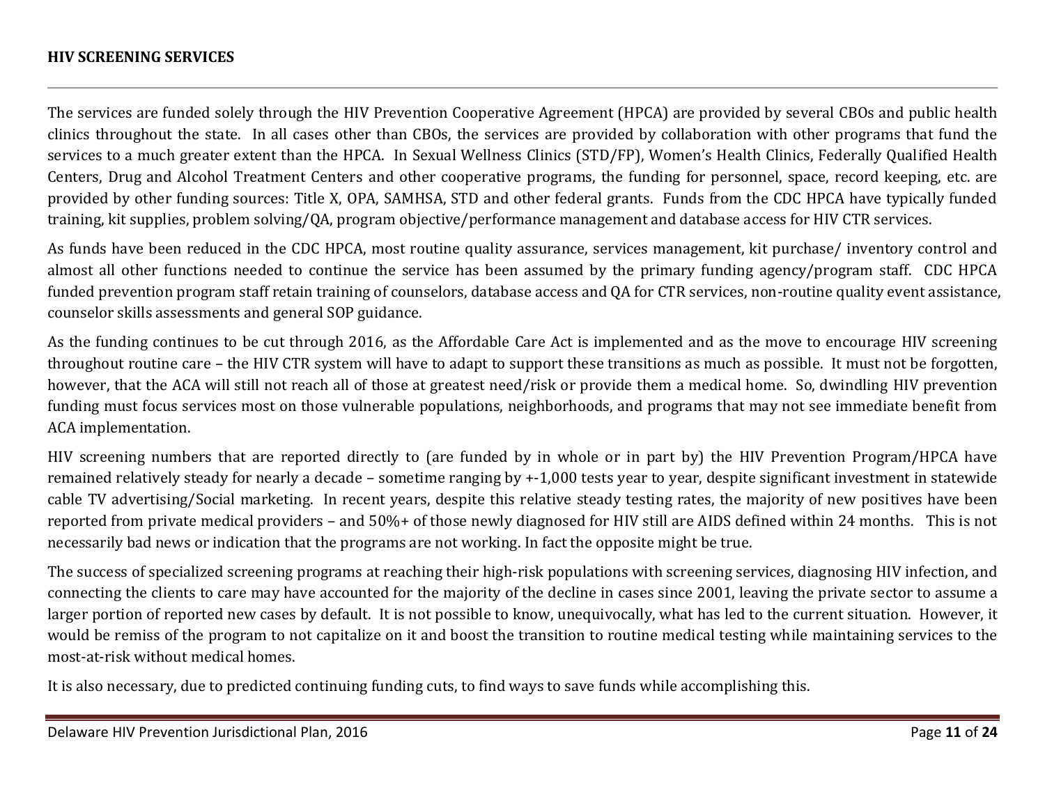## HIV SCREENING SERVICES

The services are funded solely through the HIV Prevention Cooperative Agreement (HPCA) are provided by several CBOs and public health clinics throughout the state. In all cases other than CBOs, the services are provided by collaboration with other programs that fund the services to a much greater extent than the HPCA. In Sexual Wellness Clinics (STD/FP), Women's Health Clinics, Federally Qualified Health Centers, Drug and Alcohol Treatment Centers and other cooperative programs, the funding for personnel, space, record keeping, etc. are provided by other funding sources: Title X, OPA, SAMHSA, STD and other federal grants. Funds from the CDC HPCA have typically funded training, kit supplies, problem solving/QA, program objective/performance management and database access for HIV CTR services.

As funds have been reduced in the CDC HPCA, most routine quality assurance, services management, kit purchase/ inventory control and almost all other functions needed to continue the service has been assumed by the primary funding agency/program staff. CDC HPCA funded prevention program staff retain training of counselors, database access and QA for CTR services, non-routine quality event assistance, counselor skills assessments and general SOP guidance.

As the funding continues to be cut through 2016, as the Affordable Care Act is implemented and as the move to encourage HIV screening throughout routine care – the HIV CTR system will have to adapt to support these transitions as much as possible. It must not be forgotten, however, that the ACA will still not reach all of those at greatest need/risk or provide them a medical home. So, dwindling HIV prevention funding must focus services most on those vulnerable populations, neighborhoods, and programs that may not see immediate benefit from ACA implementation.

HIV screening numbers that are reported directly to (are funded by in whole or in part by) the HIV Prevention Program/HPCA have remained relatively steady for nearly a decade – sometime ranging by +-1,000 tests year to year, despite significant investment in statewide cable TV advertising/Social marketing. In recent years, despite this relative steady testing rates, the majority of new positives have been reported from private medical providers – and 50%+ of those newly diagnosed for HIV still are AIDS defined within 24 months. This is not necessarily bad news or indication that the programs are not working. In fact the opposite might be true.

The success of specialized screening programs at reaching their high-risk populations with screening services, diagnosing HIV infection, and connecting the clients to care may have accounted for the majority of the decline in cases since 2001, leaving the private sector to assume a larger portion of reported new cases by default. It is not possible to know, unequivocally, what has led to the current situation. However, it would be remiss of the program to not capitalize on it and boost the transition to routine medical testing while maintaining services to the most-at-risk without medical homes.

It is also necessary, due to predicted continuing funding cuts, to find ways to save funds while accomplishing this.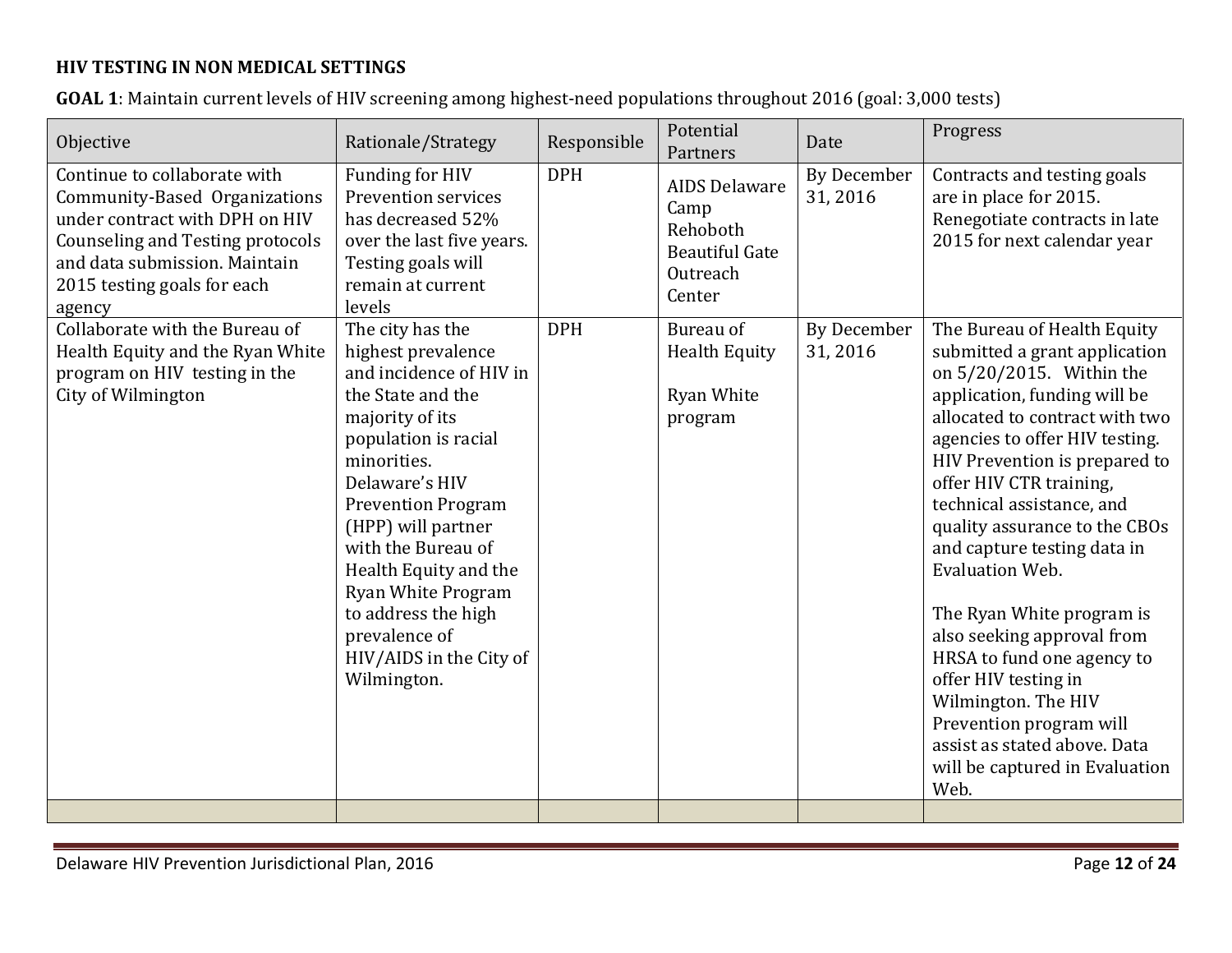**HIV TESTING IN NON MEDICAL SETTINGS**

**GOAL 1**: Maintain current levels of HIV screening among highest-need populations throughout 2016 (goal: 3,000 tests)

| Objective | Rationale/Strategy | Responsible | Potential Partners | Date | Progress |
|---|---|---|---|---|---|
| Continue to collaborate with Community-Based Organizations under contract with DPH on HIV Counseling and Testing protocols and data submission. Maintain 2015 testing goals for each agency | Funding for HIV Prevention services has decreased 52% over the last five years. Testing goals will remain at current levels | DPH | AIDS Delaware<br>Camp Rehoboth<br>Beautiful Gate Outreach Center | By December 31, 2016 | Contracts and testing goals are in place for 2015. Renegotiate contracts in late 2015 for next calendar year |
| Collaborate with the Bureau of Health Equity and the Ryan White program on HIV testing in the City of Wilmington | The city has the highest prevalence and incidence of HIV in the State and the majority of its population is racial minorities. Delaware's HIV Prevention Program (HPP) will partner with the Bureau of Health Equity and the Ryan White Program to address the high prevalence of HIV/AIDS in the City of Wilmington. | DPH | Bureau of Health Equity<br><br>Ryan White program | By December 31, 2016 | The Bureau of Health Equity submitted a grant application on 5/20/2015. Within the application, funding will be allocated to contract with two agencies to offer HIV testing. HIV Prevention is prepared to offer HIV CTR training, technical assistance, and quality assurance to the CBOs and capture testing data in Evaluation Web.<br><br>The Ryan White program is also seeking approval from HRSA to fund one agency to offer HIV testing in Wilmington. The HIV Prevention program will assist as stated above. Data will be captured in Evaluation Web. |
| | | | | | |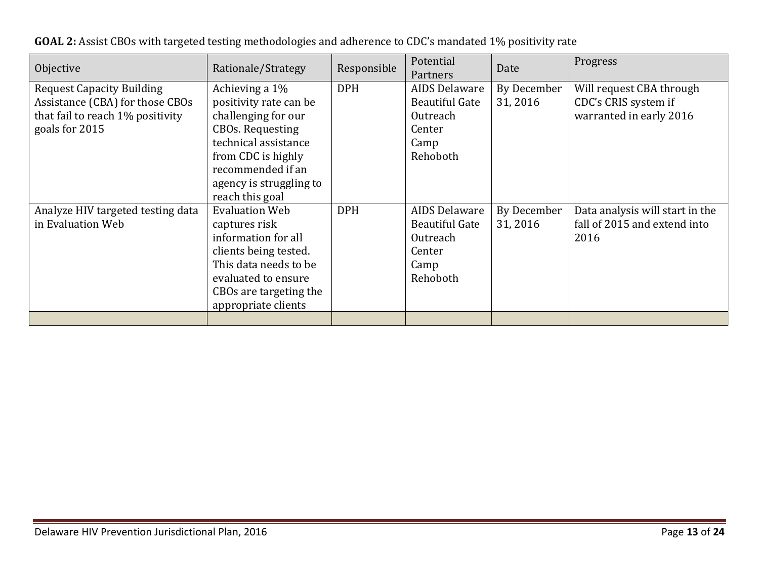**GOAL 2:** Assist CBOs with targeted testing methodologies and adherence to CDC's mandated 1% positivity rate

| Objective | Rationale/Strategy | Responsible | Potential Partners | Date | Progress |
|---|---|---|---|---|---|
| Request Capacity Building Assistance (CBA) for those CBOs that fail to reach 1% positivity goals for 2015 | Achieving a 1% positivity rate can be challenging for our CBOs. Requesting technical assistance from CDC is highly recommended if an agency is struggling to reach this goal | DPH | AIDS Delaware<br>Beautiful Gate Outreach Center<br>Camp Rehoboth | By December 31, 2016 | Will request CBA through CDC's CRIS system if warranted in early 2016 |
| Analyze HIV targeted testing data in Evaluation Web | Evaluation Web captures risk information for all clients being tested. This data needs to be evaluated to ensure CBOs are targeting the appropriate clients | DPH | AIDS Delaware<br>Beautiful Gate Outreach Center<br>Camp Rehoboth | By December 31, 2016 | Data analysis will start in the fall of 2015 and extend into 2016 |
| | | | | | |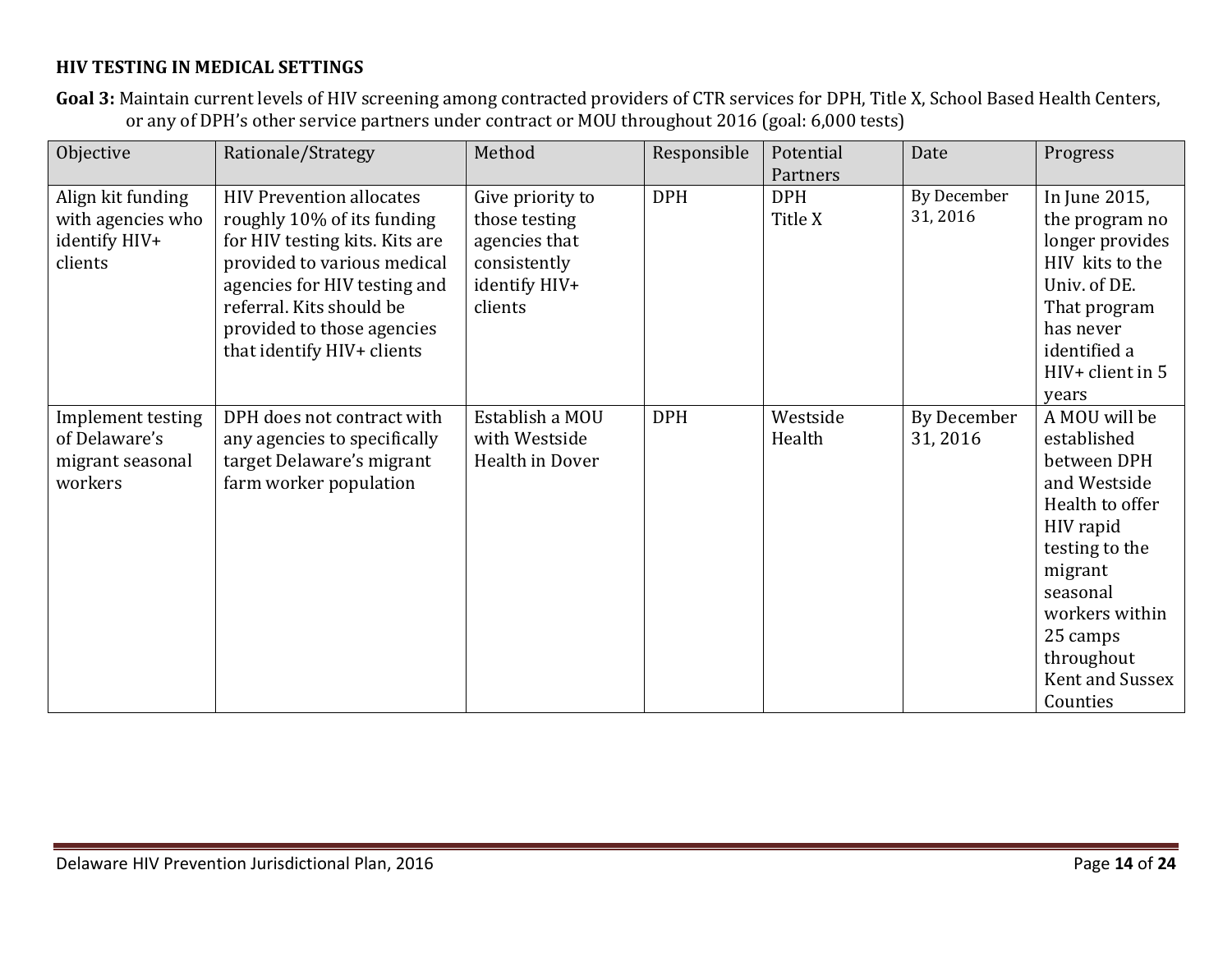**HIV TESTING IN MEDICAL SETTINGS**

**Goal 3:** Maintain current levels of HIV screening among contracted providers of CTR services for DPH, Title X, School Based Health Centers, or any of DPH's other service partners under contract or MOU throughout 2016 (goal: 6,000 tests)

| Objective | Rationale/Strategy | Method | Responsible | Potential Partners | Date | Progress |
|---|---|---|---|---|---|---|
| Align kit funding with agencies who identify HIV+ clients | HIV Prevention allocates roughly 10% of its funding for HIV testing kits. Kits are provided to various medical agencies for HIV testing and referral. Kits should be provided to those agencies that identify HIV+ clients | Give priority to those testing agencies that consistently identify HIV+ clients | DPH | DPH<br>Title X | By December 31, 2016 | In June 2015, the program no longer provides HIV kits to the Univ. of DE. That program has never identified a HIV+ client in 5 years |
| Implement testing of Delaware's migrant seasonal workers | DPH does not contract with any agencies to specifically target Delaware's migrant farm worker population | Establish a MOU with Westside Health in Dover | DPH | Westside Health | By December 31, 2016 | A MOU will be established between DPH and Westside Health to offer HIV rapid testing to the migrant seasonal workers within 25 camps throughout Kent and Sussex Counties |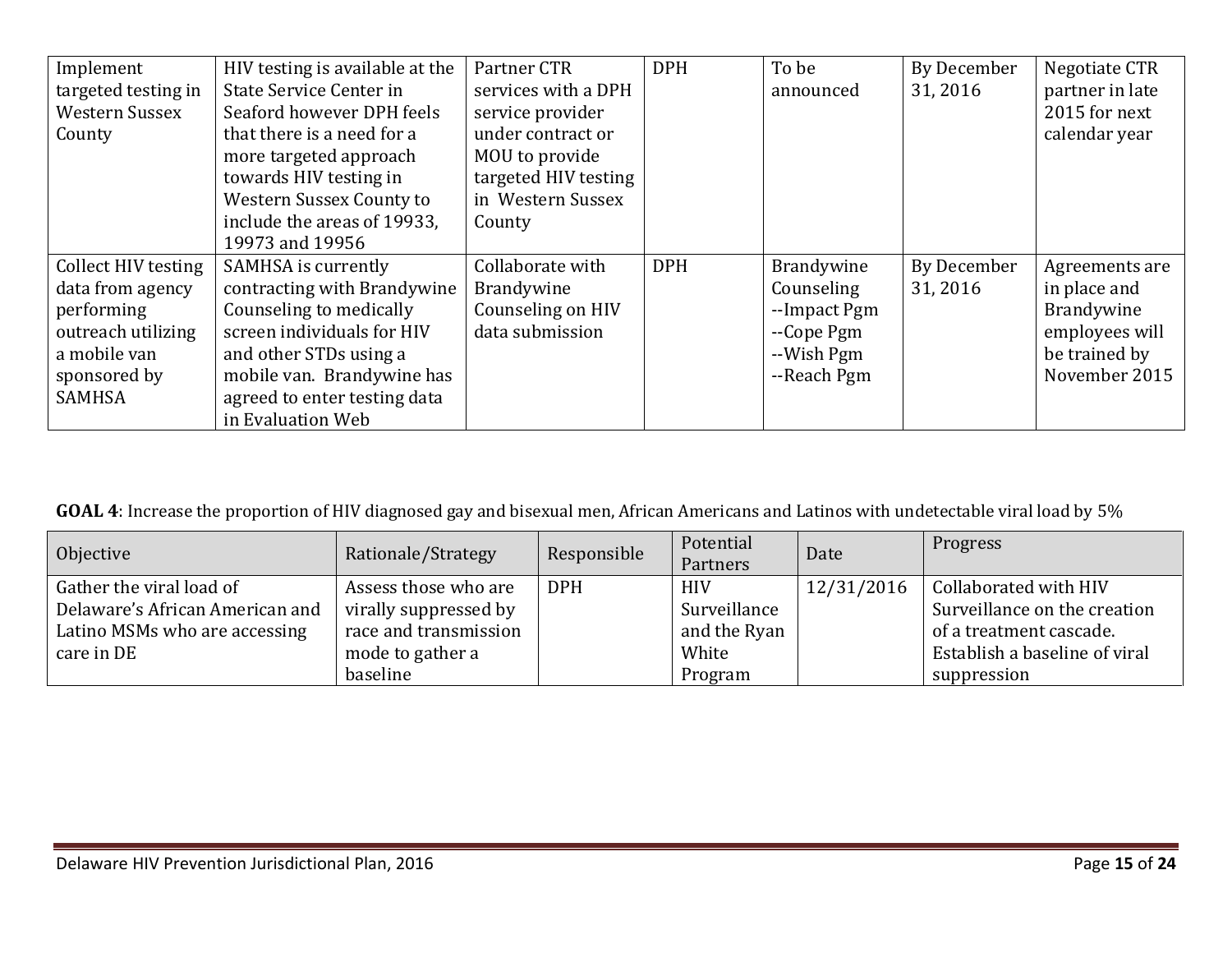| | | | | | | |
|---|---|---|---|---|---|---|
| Implement targeted testing in Western Sussex County | HIV testing is available at the State Service Center in Seaford however DPH feels that there is a need for a more targeted approach towards HIV testing in Western Sussex County to include the areas of 19933, 19973 and 19956 | Partner CTR services with a DPH service provider under contract or MOU to provide targeted HIV testing in Western Sussex County | DPH | To be announced | By December 31, 2016 | Negotiate CTR partner in late 2015 for next calendar year |
| Collect HIV testing data from agency performing outreach utilizing a mobile van sponsored by SAMHSA | SAMHSA is currently contracting with Brandywine Counseling to medically screen individuals for HIV and other STDs using a mobile van. Brandywine has agreed to enter testing data in Evaluation Web | Collaborate with Brandywine Counseling on HIV data submission | DPH | Brandywine Counseling<br>--Impact Pgm<br>--Cope Pgm<br>--Wish Pgm<br>--Reach Pgm | By December 31, 2016 | Agreements are in place and Brandywine employees will be trained by November 2015 |

**GOAL 4**: Increase the proportion of HIV diagnosed gay and bisexual men, African Americans and Latinos with undetectable viral load by 5%

| Objective | Rationale/Strategy | Responsible | Potential Partners | Date | Progress |
|---|---|---|---|---|---|
| Gather the viral load of Delaware's African American and Latino MSMs who are accessing care in DE | Assess those who are virally suppressed by race and transmission mode to gather a baseline | DPH | HIV Surveillance and the Ryan White Program | 12/31/2016 | Collaborated with HIV Surveillance on the creation of a treatment cascade. Establish a baseline of viral suppression |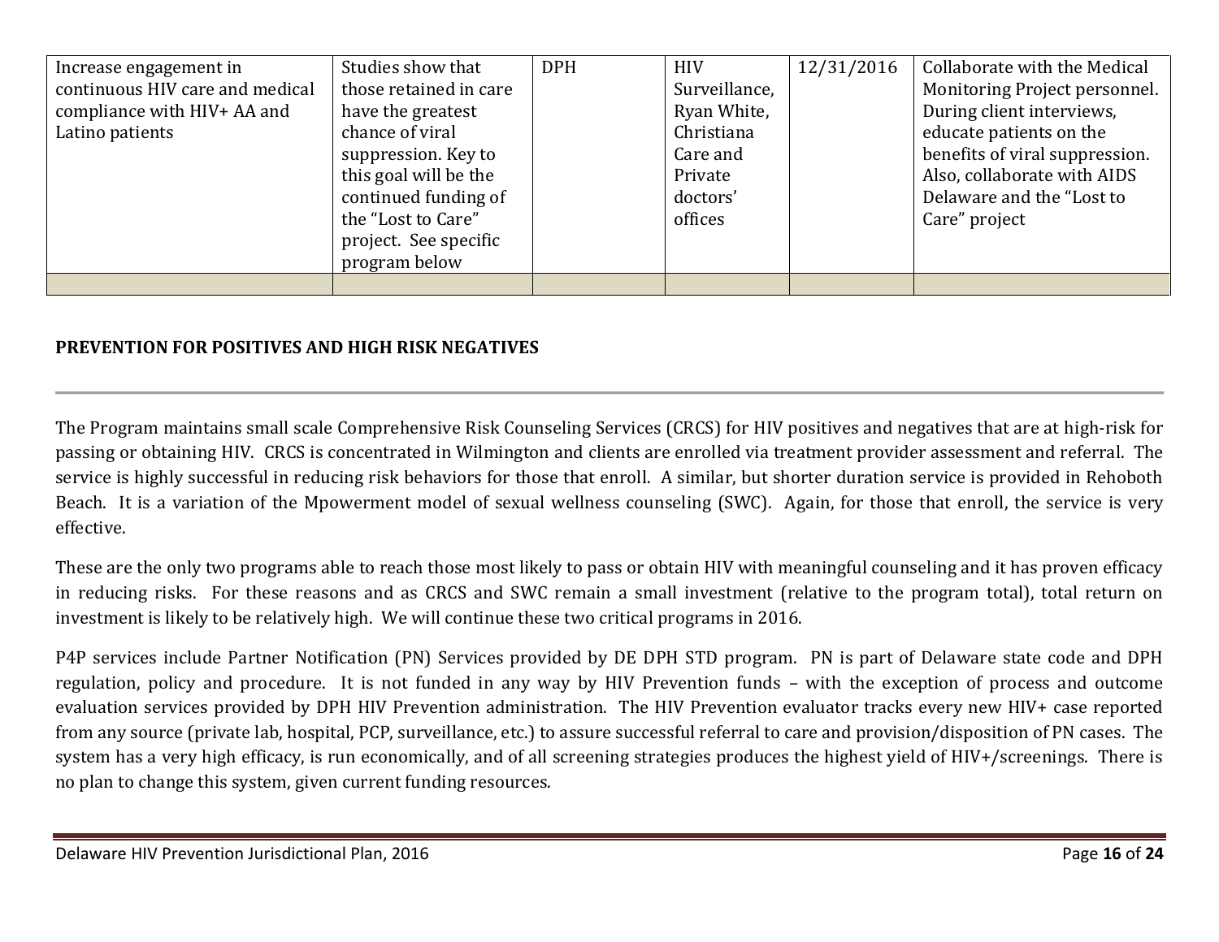| | | | | | |
|---|---|---|---|---|---|
| Increase engagement in continuous HIV care and medical compliance with HIV+ AA and Latino patients | Studies show that those retained in care have the greatest chance of viral suppression. Key to this goal will be the continued funding of the "Lost to Care" project. See specific program below | DPH | HIV Surveillance, Ryan White, Christiana Care and Private doctors' offices | 12/31/2016 | Collaborate with the Medical Monitoring Project personnel. During client interviews, educate patients on the benefits of viral suppression. Also, collaborate with AIDS Delaware and the "Lost to Care" project |
| | | | | | |

## PREVENTION FOR POSITIVES AND HIGH RISK NEGATIVES

---

The Program maintains small scale Comprehensive Risk Counseling Services (CRCS) for HIV positives and negatives that are at high-risk for passing or obtaining HIV. CRCS is concentrated in Wilmington and clients are enrolled via treatment provider assessment and referral. The service is highly successful in reducing risk behaviors for those that enroll. A similar, but shorter duration service is provided in Rehoboth Beach. It is a variation of the Mpowerment model of sexual wellness counseling (SWC). Again, for those that enroll, the service is very effective.

These are the only two programs able to reach those most likely to pass or obtain HIV with meaningful counseling and it has proven efficacy in reducing risks. For these reasons and as CRCS and SWC remain a small investment (relative to the program total), total return on investment is likely to be relatively high. We will continue these two critical programs in 2016.

P4P services include Partner Notification (PN) Services provided by DE DPH STD program. PN is part of Delaware state code and DPH regulation, policy and procedure. It is not funded in any way by HIV Prevention funds – with the exception of process and outcome evaluation services provided by DPH HIV Prevention administration. The HIV Prevention evaluator tracks every new HIV+ case reported from any source (private lab, hospital, PCP, surveillance, etc.) to assure successful referral to care and provision/disposition of PN cases. The system has a very high efficacy, is run economically, and of all screening strategies produces the highest yield of HIV+/screenings. There is no plan to change this system, given current funding resources.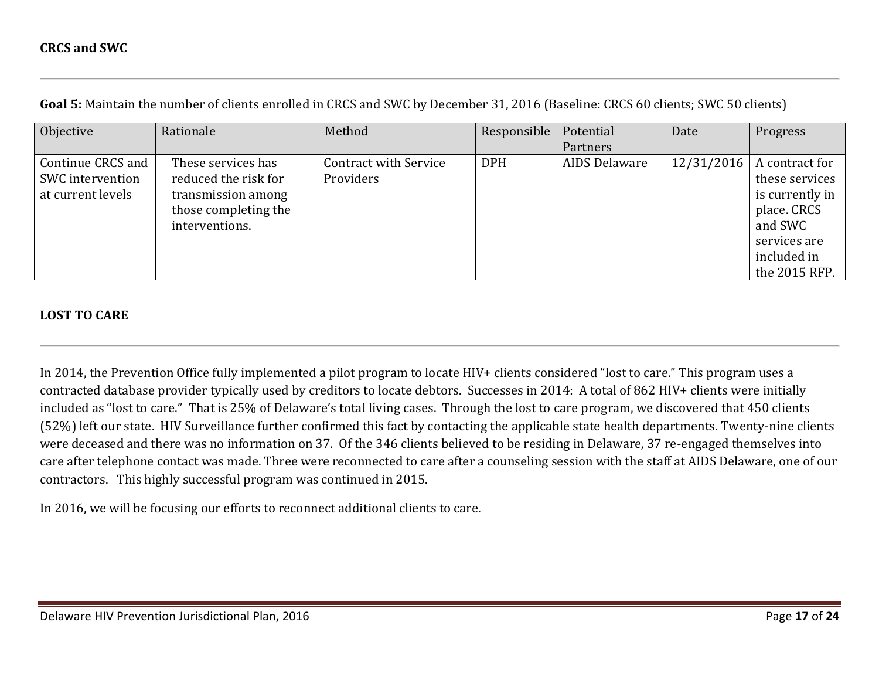## CRCS and SWC

**Goal 5:** Maintain the number of clients enrolled in CRCS and SWC by December 31, 2016 (Baseline: CRCS 60 clients; SWC 50 clients)

| Objective | Rationale | Method | Responsible | Potential Partners | Date | Progress |
|---|---|---|---|---|---|---|
| Continue CRCS and SWC intervention at current levels | These services has reduced the risk for transmission among those completing the interventions. | Contract with Service Providers | DPH | AIDS Delaware | 12/31/2016 | A contract for these services is currently in place. CRCS and SWC services are included in the 2015 RFP. |

## LOST TO CARE

In 2014, the Prevention Office fully implemented a pilot program to locate HIV+ clients considered "lost to care." This program uses a contracted database provider typically used by creditors to locate debtors. Successes in 2014: A total of 862 HIV+ clients were initially included as "lost to care." That is 25% of Delaware's total living cases. Through the lost to care program, we discovered that 450 clients (52%) left our state. HIV Surveillance further confirmed this fact by contacting the applicable state health departments. Twenty-nine clients were deceased and there was no information on 37. Of the 346 clients believed to be residing in Delaware, 37 re-engaged themselves into care after telephone contact was made. Three were reconnected to care after a counseling session with the staff at AIDS Delaware, one of our contractors. This highly successful program was continued in 2015.

In 2016, we will be focusing our efforts to reconnect additional clients to care.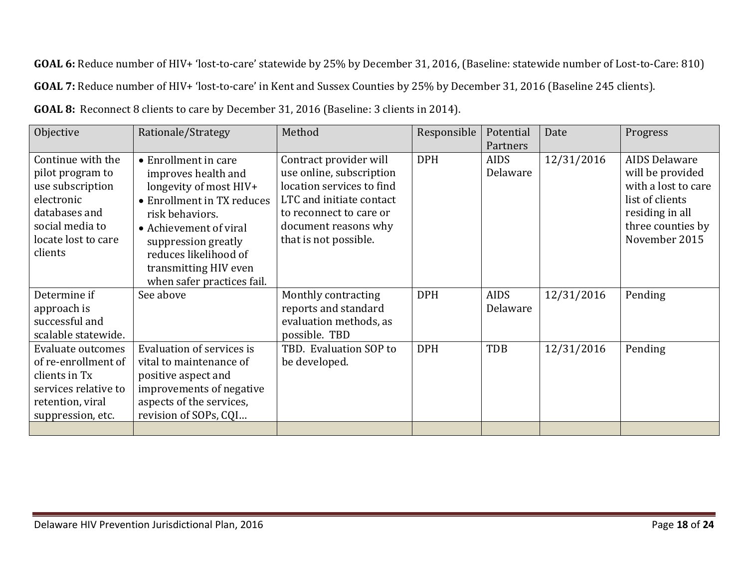**GOAL 6:** Reduce number of HIV+ 'lost-to-care' statewide by 25% by December 31, 2016, (Baseline: statewide number of Lost-to-Care: 810)

**GOAL 7:** Reduce number of HIV+ 'lost-to-care' in Kent and Sussex Counties by 25% by December 31, 2016 (Baseline 245 clients).

**GOAL 8:** Reconnect 8 clients to care by December 31, 2016 (Baseline: 3 clients in 2014).

| Objective | Rationale/Strategy | Method | Responsible | Potential Partners | Date | Progress |
|---|---|---|---|---|---|---|
| Continue with the pilot program to use subscription electronic databases and social media to locate lost to care clients | • Enrollment in care improves health and longevity of most HIV+<br>• Enrollment in TX reduces risk behaviors.<br>• Achievement of viral suppression greatly reduces likelihood of transmitting HIV even when safer practices fail. | Contract provider will use online, subscription location services to find LTC and initiate contact to reconnect to care or document reasons why that is not possible. | DPH | AIDS Delaware | 12/31/2016 | AIDS Delaware will be provided with a lost to care list of clients residing in all three counties by November 2015 |
| Determine if approach is successful and scalable statewide. | See above | Monthly contracting reports and standard evaluation methods, as possible. TBD | DPH | AIDS Delaware | 12/31/2016 | Pending |
| Evaluate outcomes of re-enrollment of clients in Tx services relative to retention, viral suppression, etc. | Evaluation of services is vital to maintenance of positive aspect and improvements of negative aspects of the services, revision of SOPs, CQI… | TBD. Evaluation SOP to be developed. | DPH | TDB | 12/31/2016 | Pending |
| | | | | | | |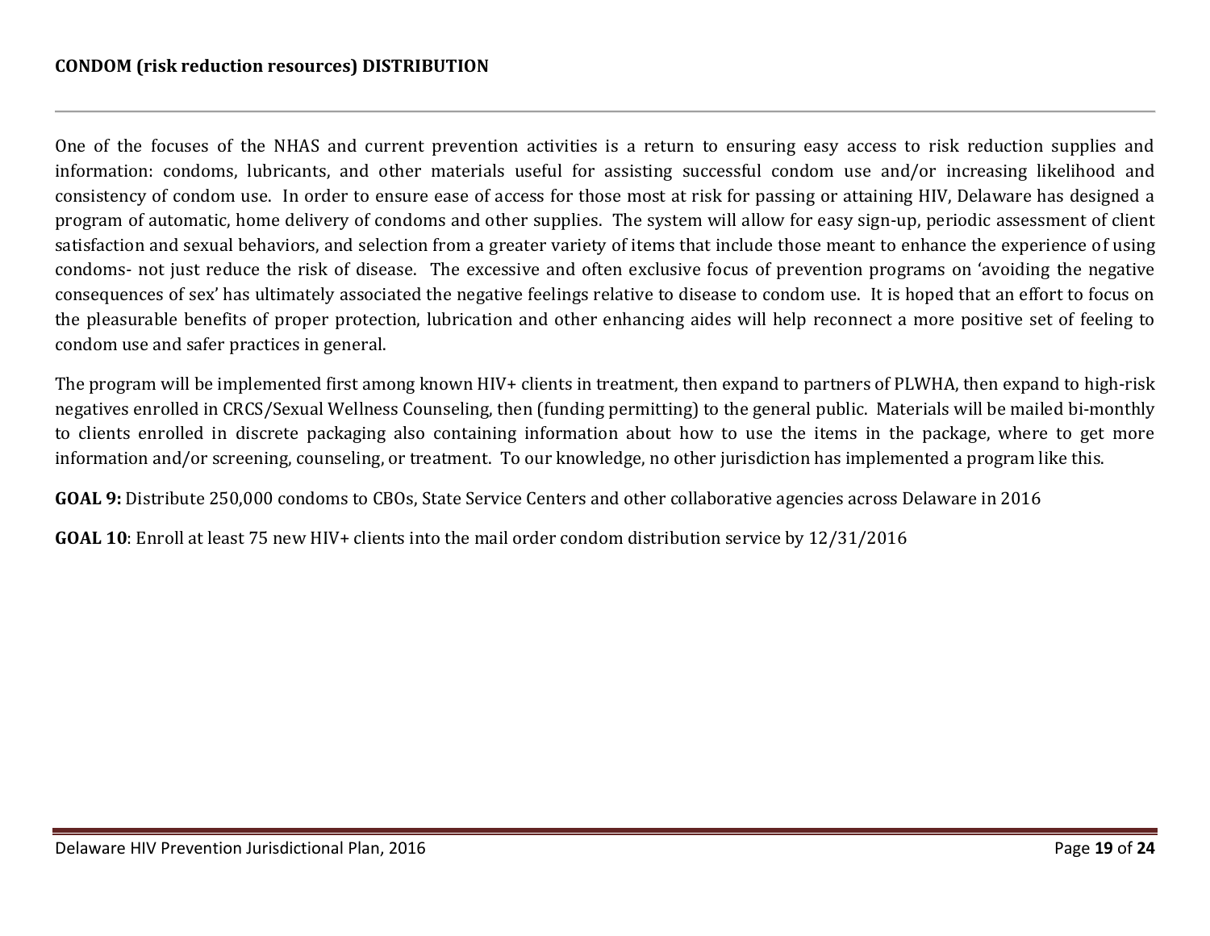## CONDOM (risk reduction resources) DISTRIBUTION

One of the focuses of the NHAS and current prevention activities is a return to ensuring easy access to risk reduction supplies and information: condoms, lubricants, and other materials useful for assisting successful condom use and/or increasing likelihood and consistency of condom use. In order to ensure ease of access for those most at risk for passing or attaining HIV, Delaware has designed a program of automatic, home delivery of condoms and other supplies. The system will allow for easy sign-up, periodic assessment of client satisfaction and sexual behaviors, and selection from a greater variety of items that include those meant to enhance the experience of using condoms- not just reduce the risk of disease. The excessive and often exclusive focus of prevention programs on 'avoiding the negative consequences of sex' has ultimately associated the negative feelings relative to disease to condom use. It is hoped that an effort to focus on the pleasurable benefits of proper protection, lubrication and other enhancing aides will help reconnect a more positive set of feeling to condom use and safer practices in general.

The program will be implemented first among known HIV+ clients in treatment, then expand to partners of PLWHA, then expand to high-risk negatives enrolled in CRCS/Sexual Wellness Counseling, then (funding permitting) to the general public. Materials will be mailed bi-monthly to clients enrolled in discrete packaging also containing information about how to use the items in the package, where to get more information and/or screening, counseling, or treatment. To our knowledge, no other jurisdiction has implemented a program like this.

**GOAL 9:** Distribute 250,000 condoms to CBOs, State Service Centers and other collaborative agencies across Delaware in 2016

**GOAL 10**: Enroll at least 75 new HIV+ clients into the mail order condom distribution service by 12/31/2016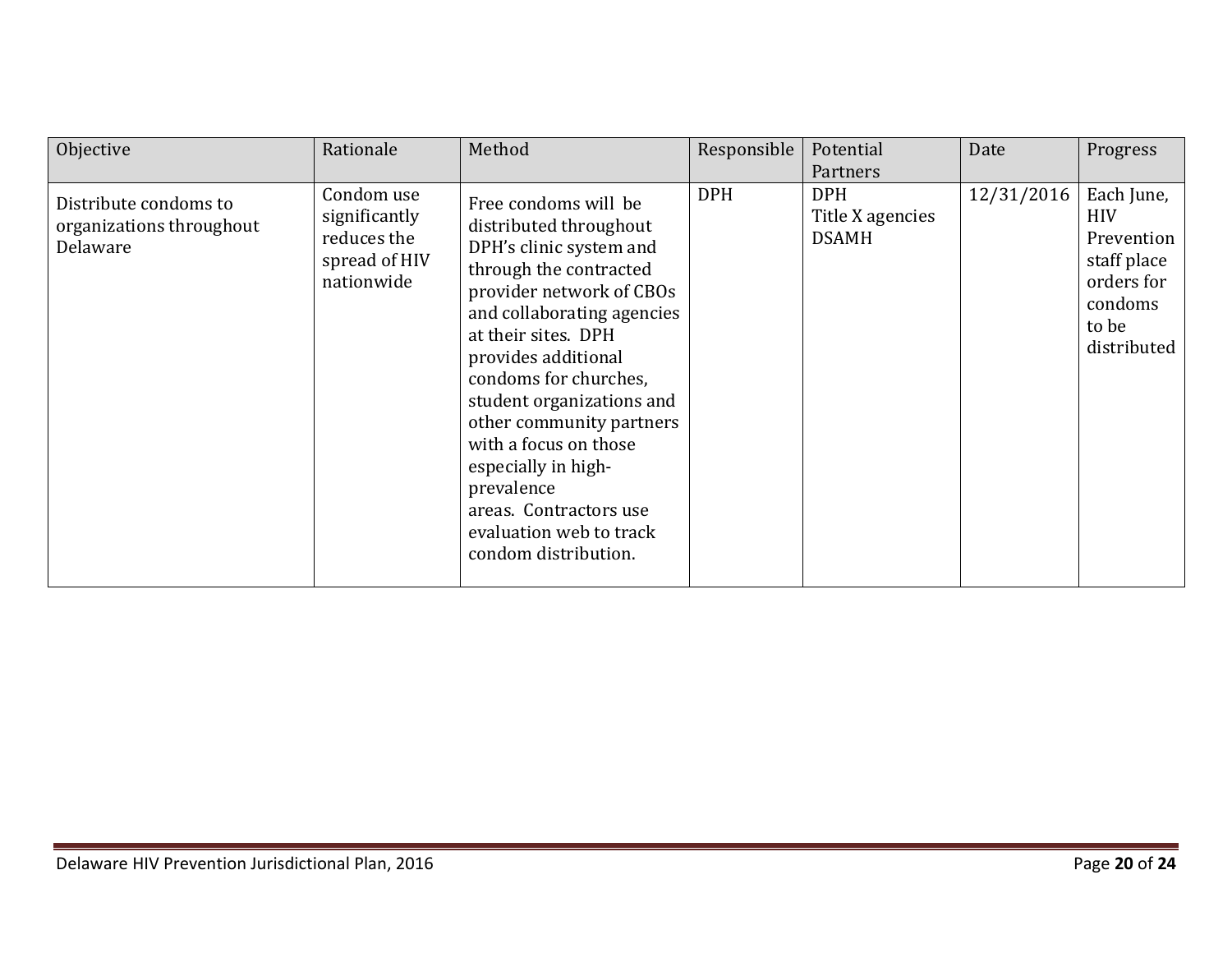| Objective | Rationale | Method | Responsible | Potential Partners | Date | Progress |
|---|---|---|---|---|---|---|
| Distribute condoms to organizations throughout Delaware | Condom use significantly reduces the spread of HIV nationwide | Free condoms will be distributed throughout DPH's clinic system and through the contracted provider network of CBOs and collaborating agencies at their sites. DPH provides additional condoms for churches, student organizations and other community partners with a focus on those especially in high-prevalence areas. Contractors use evaluation web to track condom distribution. | DPH | DPH<br>Title X agencies<br>DSAMH | 12/31/2016 | Each June, HIV Prevention staff place orders for condoms to be distributed |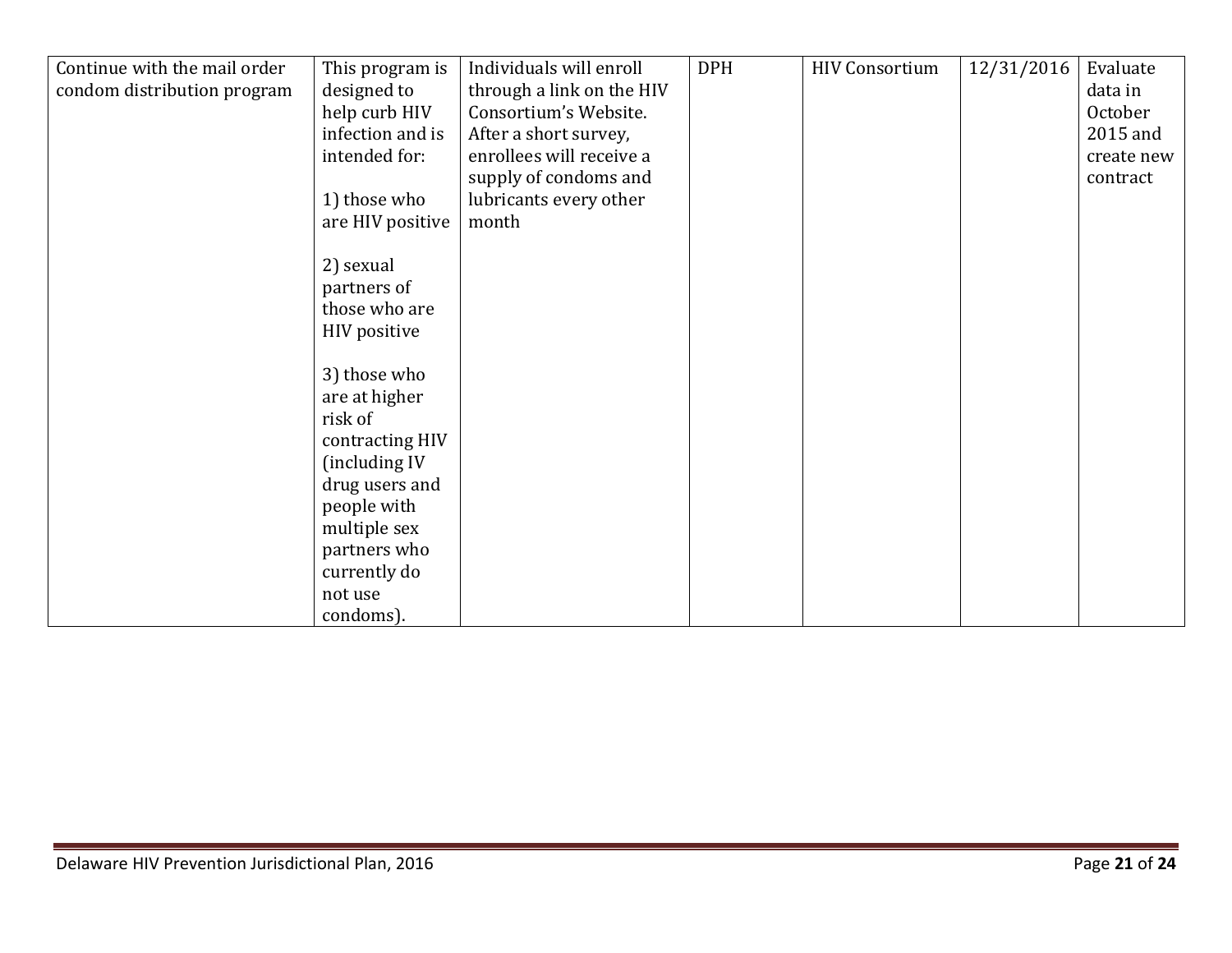| | | | | | | |
|---|---|---|---|---|---|---|
| Continue with the mail order condom distribution program | This program is designed to help curb HIV infection and is intended for:<br><br>1) those who are HIV positive<br><br>2) sexual partners of those who are HIV positive<br><br>3) those who are at higher risk of contracting HIV (including IV drug users and people with multiple sex partners who currently do not use condoms). | Individuals will enroll through a link on the HIV Consortium's Website. After a short survey, enrollees will receive a supply of condoms and lubricants every other month | DPH | HIV Consortium | 12/31/2016 | Evaluate data in October 2015 and create new contract |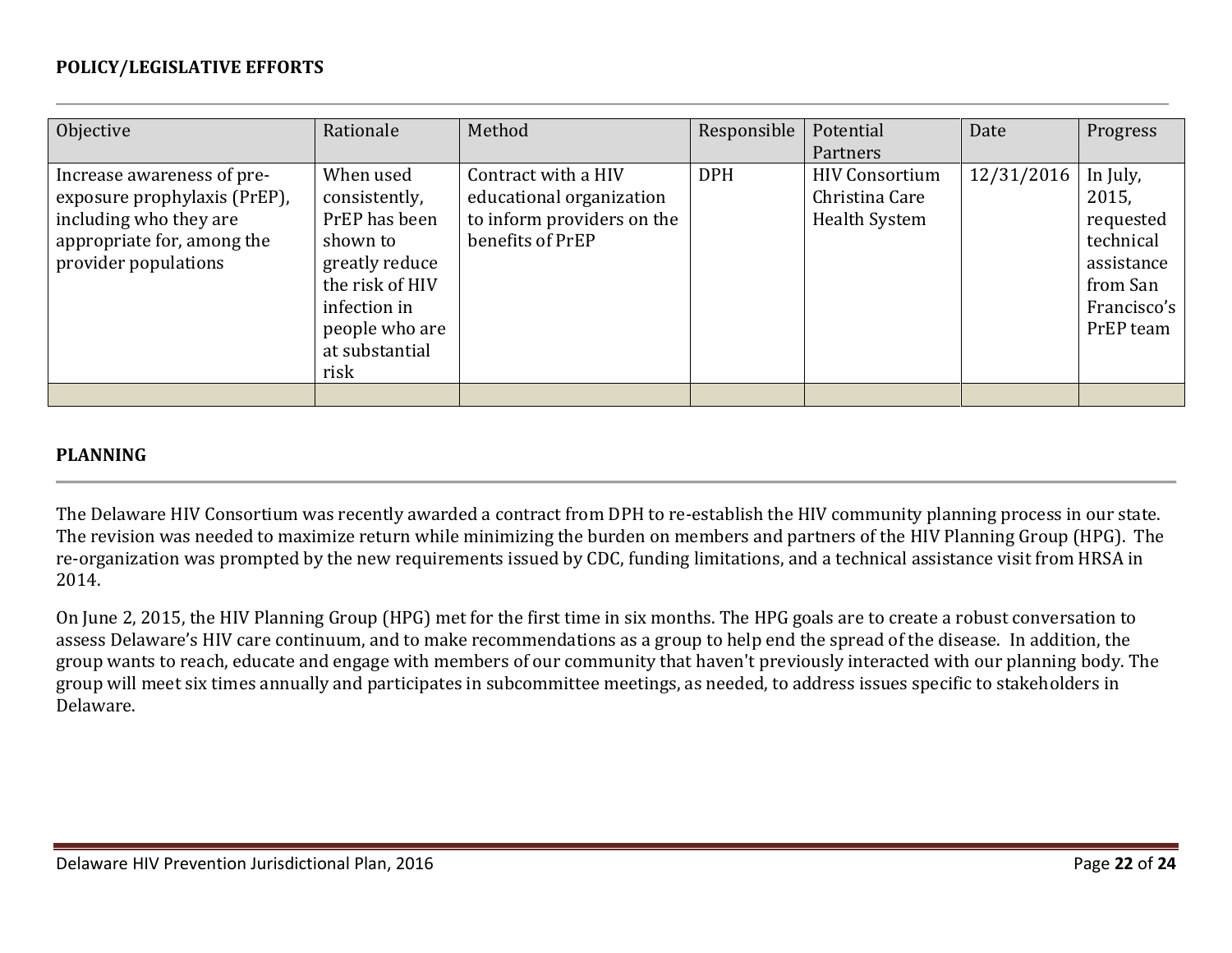**POLICY/LEGISLATIVE EFFORTS**

| Objective | Rationale | Method | Responsible | Potential Partners | Date | Progress |
|---|---|---|---|---|---|---|
| Increase awareness of pre-exposure prophylaxis (PrEP), including who they are appropriate for, among the provider populations | When used consistently, PrEP has been shown to greatly reduce the risk of HIV infection in people who are at substantial risk | Contract with a HIV educational organization to inform providers on the benefits of PrEP | DPH | HIV Consortium Christina Care Health System | 12/31/2016 | In July, 2015, requested technical assistance from San Francisco's PrEP team |
| | | | | | | |

**PLANNING**

The Delaware HIV Consortium was recently awarded a contract from DPH to re-establish the HIV community planning process in our state. The revision was needed to maximize return while minimizing the burden on members and partners of the HIV Planning Group (HPG). The re-organization was prompted by the new requirements issued by CDC, funding limitations, and a technical assistance visit from HRSA in 2014.

On June 2, 2015, the HIV Planning Group (HPG) met for the first time in six months. The HPG goals are to create a robust conversation to assess Delaware's HIV care continuum, and to make recommendations as a group to help end the spread of the disease. In addition, the group wants to reach, educate and engage with members of our community that haven't previously interacted with our planning body. The group will meet six times annually and participates in subcommittee meetings, as needed, to address issues specific to stakeholders in Delaware.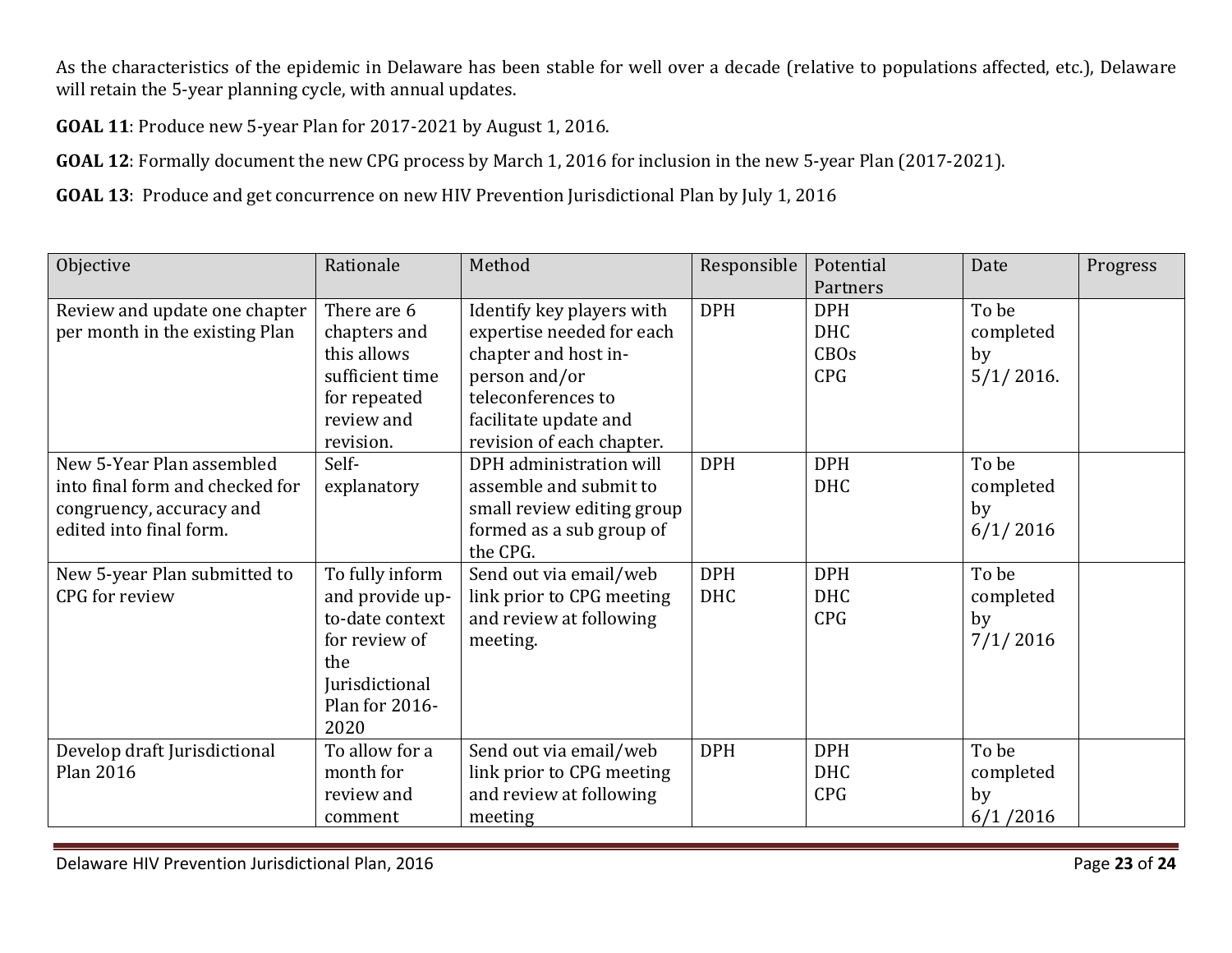As the characteristics of the epidemic in Delaware has been stable for well over a decade (relative to populations affected, etc.), Delaware will retain the 5-year planning cycle, with annual updates.

**GOAL 11**: Produce new 5-year Plan for 2017-2021 by August 1, 2016.

**GOAL 12**: Formally document the new CPG process by March 1, 2016 for inclusion in the new 5-year Plan (2017-2021).

**GOAL 13**: Produce and get concurrence on new HIV Prevention Jurisdictional Plan by July 1, 2016

| Objective | Rationale | Method | Responsible | Potential Partners | Date | Progress |
| --- | --- | --- | --- | --- | --- | --- |
| Review and update one chapter per month in the existing Plan | There are 6 chapters and this allows sufficient time for repeated review and revision. | Identify key players with expertise needed for each chapter and host in-person and/or teleconferences to facilitate update and revision of each chapter. | DPH | DPH<br>DHC<br>CBOs<br>CPG | To be completed by 5/1/ 2016. | |
| New 5-Year Plan assembled into final form and checked for congruency, accuracy and edited into final form. | Self-explanatory | DPH administration will assemble and submit to small review editing group formed as a sub group of the CPG. | DPH | DPH<br>DHC | To be completed by 6/1/ 2016 | |
| New 5-year Plan submitted to CPG for review | To fully inform and provide up-to-date context for review of the Jurisdictional Plan for 2016-2020 | Send out via email/web link prior to CPG meeting and review at following meeting. | DPH<br>DHC | DPH<br>DHC<br>CPG | To be completed by 7/1/ 2016 | |
| Develop draft Jurisdictional Plan 2016 | To allow for a month for review and comment | Send out via email/web link prior to CPG meeting and review at following meeting | DPH | DPH<br>DHC<br>CPG | To be completed by 6/1 /2016 | |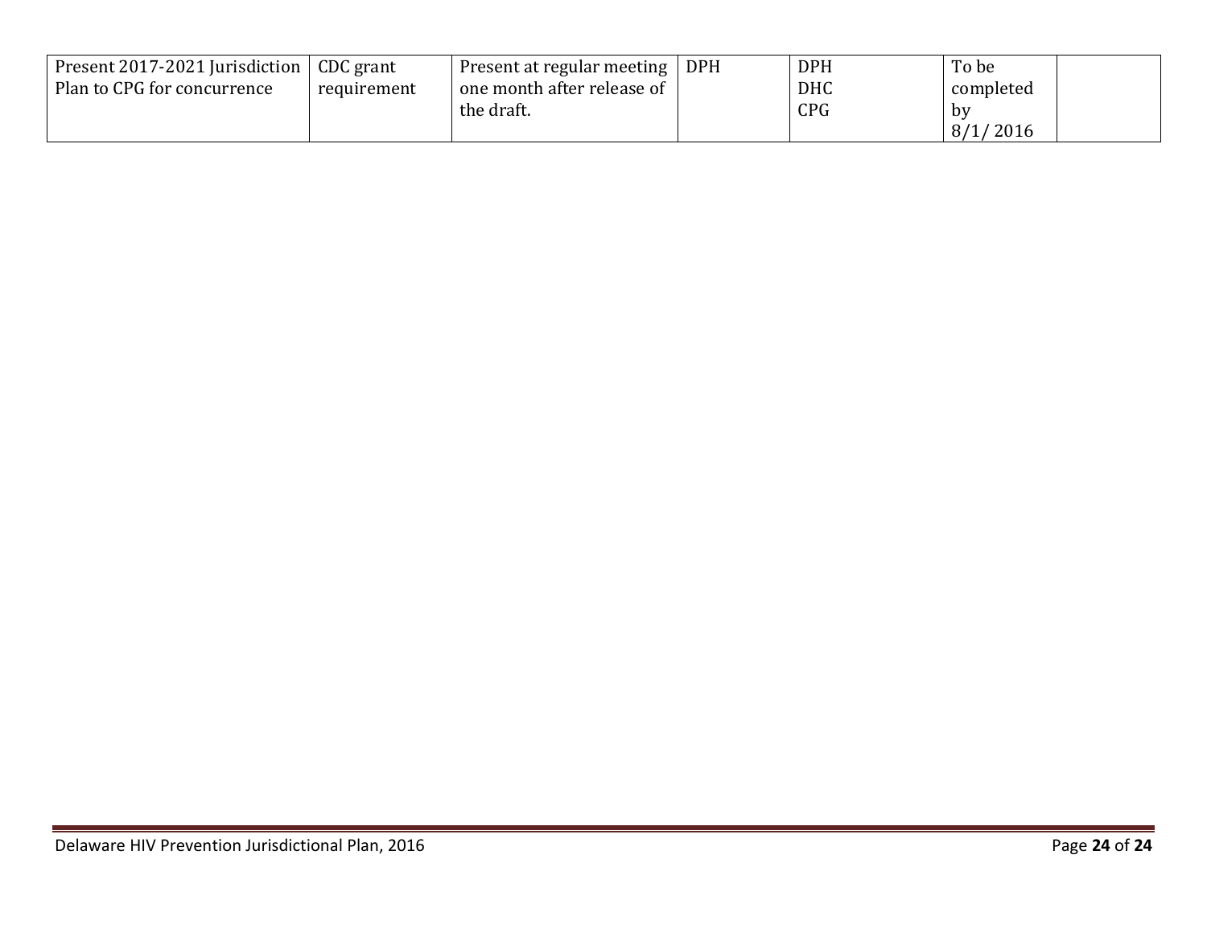| | | | | | | |
|---|---|---|---|---|---|---|
| Present 2017-2021 Jurisdiction Plan to CPG for concurrence | CDC grant requirement | Present at regular meeting one month after release of the draft. | DPH | DPH DHC CPG | To be completed by 8/1/ 2016 | |